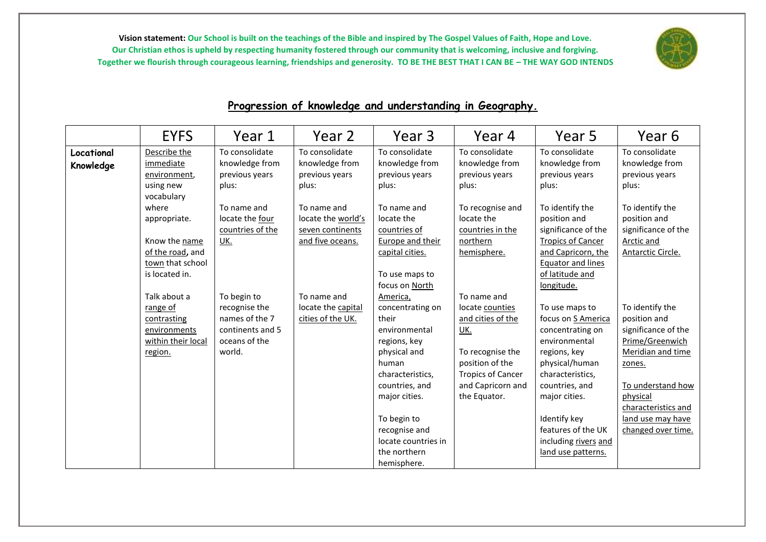**Vision statement:** **Our School is built on the teachings of the Bible and inspired by The Gospel Values of Faith, Hope and Love. Our Christian ethos is upheld by respecting humanity fostered through our community that is welcoming, inclusive and forgiving. Together we flourish through courageous learning, friendships and generosity. TO BE THE BEST THAT I CAN BE – THE WAY GOD INTENDS**

## Progression of knowledge and understanding in Geography.

| | EYFS | Year 1 | Year 2 | Year 3 | Year 4 | Year 5 | Year 6 |
|---|---|---|---|---|---|---|---|
| **Locational Knowledge** | Describe the immediate environment, using new vocabulary where appropriate.<br><br>Know the name of the road, and town that school is located in.<br><br>Talk about a range of contrasting environments within their local region. | To consolidate knowledge from previous years plus:<br><br>To name and locate the four countries of the UK.<br><br>To begin to recognise the names of the 7 continents and 5 oceans of the world. | To consolidate knowledge from previous years plus:<br><br>To name and locate the world's seven continents and five oceans.<br><br>To name and locate the capital cities of the UK. | To consolidate knowledge from previous years plus:<br><br>To name and locate the countries of Europe and their capital cities.<br><br>To use maps to focus on North America, concentrating on their environmental regions, key physical and human characteristics, countries, and major cities.<br><br>To begin to recognise and locate countries in the northern hemisphere. | To consolidate knowledge from previous years plus:<br><br>To recognise and locate the countries in the northern hemisphere.<br><br>To name and locate counties and cities of the UK.<br><br>To recognise the position of the Tropics of Cancer and Capricorn and the Equator. | To consolidate knowledge from previous years plus:<br><br>To identify the position and significance of the Tropics of Cancer and Capricorn, the Equator and lines of latitude and longitude.<br><br>To use maps to focus on S America concentrating on environmental regions, key physical/human characteristics, countries, and major cities.<br><br>Identify key features of the UK including rivers and land use patterns. | To consolidate knowledge from previous years plus:<br><br>To identify the position and significance of the Arctic and Antarctic Circle.<br><br>To identify the position and significance of the Prime/Greenwich Meridian and time zones.<br><br>To understand how physical characteristics and land use may have changed over time. |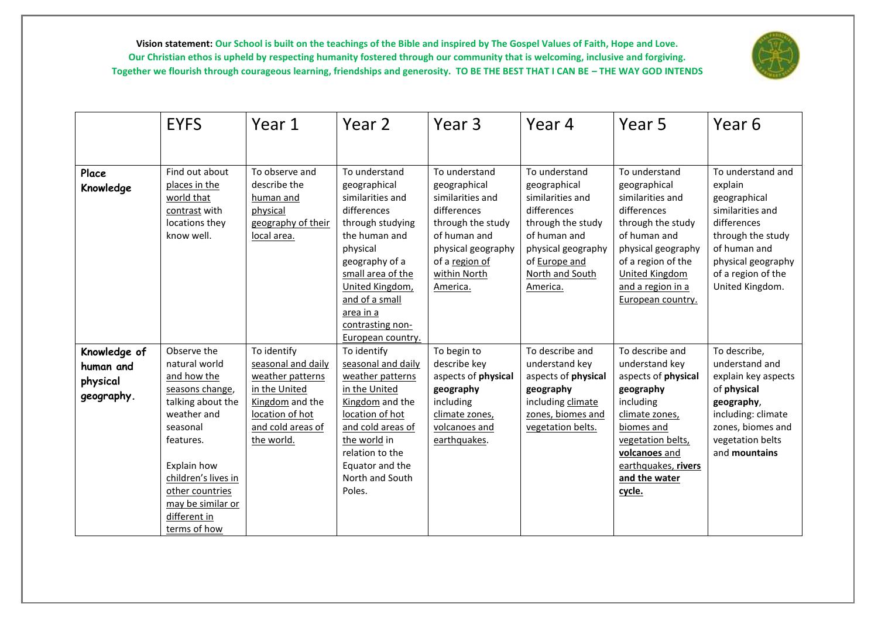**Vision statement:** **Our School is built on the teachings of the Bible and inspired by The Gospel Values of Faith, Hope and Love. Our Christian ethos is upheld by respecting humanity fostered through our community that is welcoming, inclusive and forgiving. Together we flourish through courageous learning, friendships and generosity. TO BE THE BEST THAT I CAN BE – THE WAY GOD INTENDS**

| | EYFS | Year 1 | Year 2 | Year 3 | Year 4 | Year 5 | Year 6 |
|---|---|---|---|---|---|---|---|
| **Place Knowledge** | Find out about places in the world that contrast with locations they know well. | To observe and describe the human and physical geography of their local area. | To understand geographical similarities and differences through studying the human and physical geography of a small area of the United Kingdom, and of a small area in a contrasting non-European country. | To understand geographical similarities and differences through the study of human and physical geography of a region of within North America. | To understand geographical similarities and differences through the study of human and physical geography of Europe and North and South America. | To understand geographical similarities and differences through the study of human and physical geography of a region of the United Kingdom and a region in a European country. | To understand and explain geographical similarities and differences through the study of human and physical geography of a region of the United Kingdom. |
| **Knowledge of human and physical geography.** | Observe the natural world and how the seasons change, talking about the weather and seasonal features.<br><br>Explain how children's lives in other countries may be similar or different in terms of how | To identify seasonal and daily weather patterns in the United Kingdom and the location of hot and cold areas of the world. | To identify seasonal and daily weather patterns in the United Kingdom and the location of hot and cold areas of the world in relation to the Equator and the North and South Poles. | To begin to describe key aspects of **physical geography** including climate zones, volcanoes and earthquakes. | To describe and understand key aspects of **physical geography** including climate zones, biomes and vegetation belts. | To describe and understand key aspects of **physical geography** including climate zones, biomes and vegetation belts, **volcanoes** and earthquakes, **rivers and the water cycle.** | To describe, understand and explain key aspects of **physical geography**, including: climate zones, biomes and vegetation belts and **mountains** |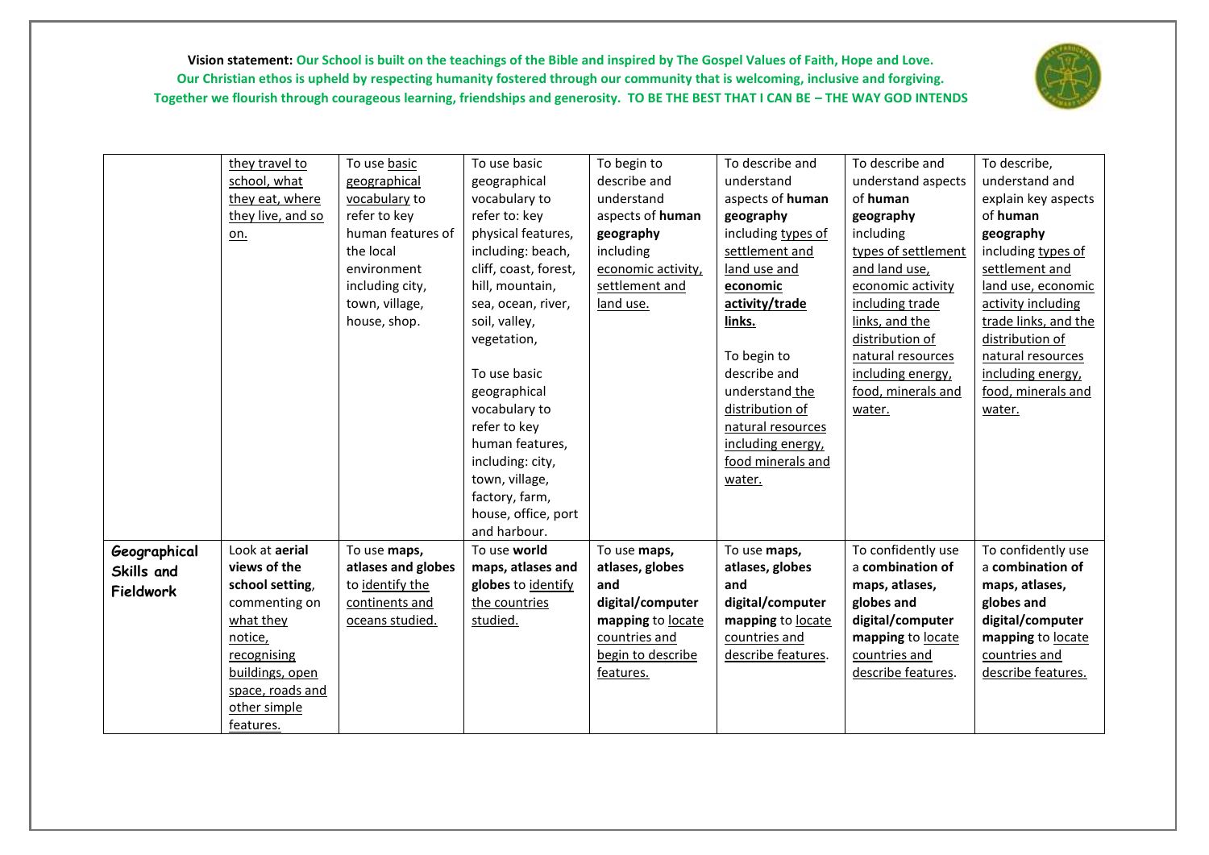**Vision statement:** Our School is built on the teachings of the Bible and inspired by The Gospel Values of Faith, Hope and Love. Our Christian ethos is upheld by respecting humanity fostered through our community that is welcoming, inclusive and forgiving. Together we flourish through courageous learning, friendships and generosity. TO BE THE BEST THAT I CAN BE – THE WAY GOD INTENDS

| | | | | | | | |
|---|---|---|---|---|---|---|---|
| | they travel to school, what they eat, where they live, and so on. | To use basic geographical vocabulary to refer to key human features of the local environment including city, town, village, house, shop. | To use basic geographical vocabulary to refer to: key physical features, including: beach, cliff, coast, forest, hill, mountain, sea, ocean, river, soil, valley, vegetation,<br><br>To use basic geographical vocabulary to refer to key human features, including: city, town, village, factory, farm, house, office, port and harbour. | To begin to describe and understand aspects of **human geography** including economic activity, settlement and land use. | To describe and understand aspects of **human geography** including types of settlement and land use and **economic activity/trade links.**<br><br>To begin to describe and understand the distribution of natural resources including energy, food minerals and water. | To describe and understand aspects of **human geography** including types of settlement and land use, economic activity including trade links, and the distribution of natural resources including energy, food, minerals and water. | To describe, understand and explain key aspects of **human geography** including types of settlement and land use, economic activity including trade links, and the distribution of natural resources including energy, food, minerals and water. |
| **Geographical Skills and Fieldwork** | Look at **aerial views of the school setting**, commenting on what they notice, recognising buildings, open space, roads and other simple features. | To use **maps, atlases and globes** to identify the continents and oceans studied. | To use **world maps, atlases and globes** to identify the countries studied. | To use **maps, atlases, globes and digital/computer mapping** to locate countries and begin to describe features. | To use **maps, atlases, globes and digital/computer mapping** to locate countries and describe features. | To confidently use a **combination of maps, atlases, globes and digital/computer mapping** to locate countries and describe features. | To confidently use a **combination of maps, atlases, globes and digital/computer mapping** to locate countries and describe features. |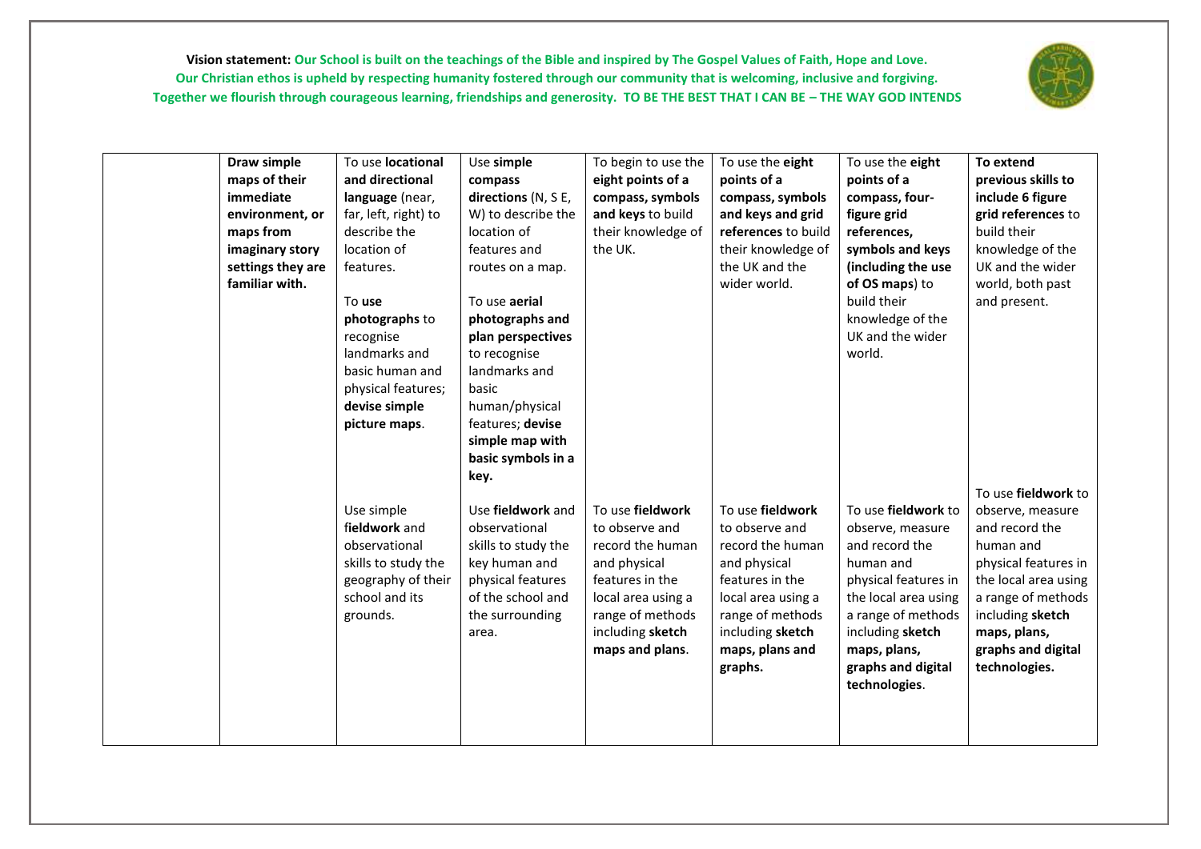**Vision statement:** Our School is built on the teachings of the Bible and inspired by The Gospel Values of Faith, Hope and Love. Our Christian ethos is upheld by respecting humanity fostered through our community that is welcoming, inclusive and forgiving. Together we flourish through courageous learning, friendships and generosity. TO BE THE BEST THAT I CAN BE – THE WAY GOD INTENDS

| | | | | | | | |
|---|---|---|---|---|---|---|---|
| | **Draw simple maps of their immediate environment, or maps from imaginary story settings they are familiar with.** | To use **locational and directional language** (near, far, left, right) to describe the location of features.<br><br>To **use photographs** to recognise landmarks and basic human and physical features; **devise simple picture maps**. | Use **simple compass directions** (N, S E, W) to describe the location of features and routes on a map.<br><br>To use **aerial photographs and plan perspectives** to recognise landmarks and basic human/physical features; **devise simple map with basic symbols in a key.** | To begin to use the **eight points of a compass, symbols and keys** to build their knowledge of the UK. | To use the **eight points of a compass, symbols and keys and grid references** to build their knowledge of the UK and the wider world. | To use the **eight points of a compass, four-figure grid references, symbols and keys (including the use of OS maps)** to build their knowledge of the UK and the wider world. | **To extend previous skills to include 6 figure grid references** to build their knowledge of the UK and the wider world, both past and present. |
| | | Use simple **fieldwork** and observational skills to study the geography of their school and its grounds. | Use **fieldwork** and observational skills to study the key human and physical features of the school and the surrounding area. | To use **fieldwork** to observe and record the human and physical features in the local area using a range of methods including **sketch maps and plans**. | To use **fieldwork** to observe and record the human and physical features in the local area using a range of methods including **sketch maps, plans and graphs.** | To use **fieldwork** to observe, measure and record the human and physical features in the local area using a range of methods including **sketch maps, plans, graphs and digital technologies**. | To use **fieldwork** to observe, measure and record the human and physical features in the local area using a range of methods including **sketch maps, plans, graphs and digital technologies.** |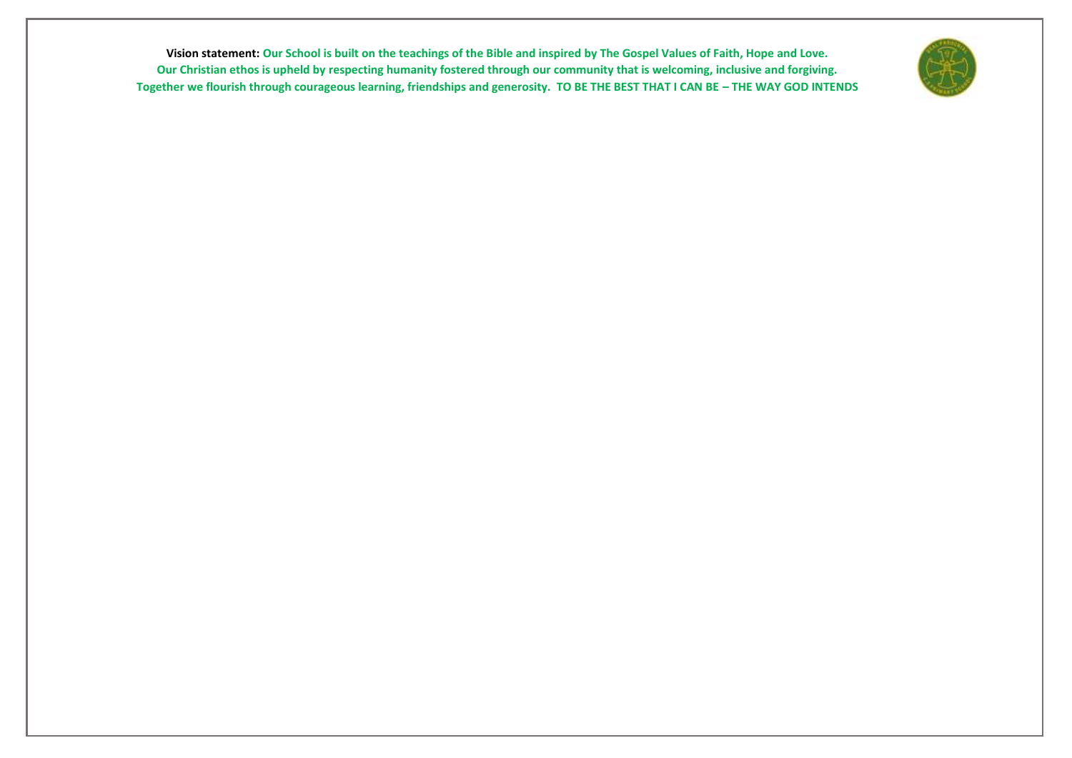**Vision statement:** Our School is built on the teachings of the Bible and inspired by The Gospel Values of Faith, Hope and Love. Our Christian ethos is upheld by respecting humanity fostered through our community that is welcoming, inclusive and forgiving. Together we flourish through courageous learning, friendships and generosity. TO BE THE BEST THAT I CAN BE – THE WAY GOD INTENDS